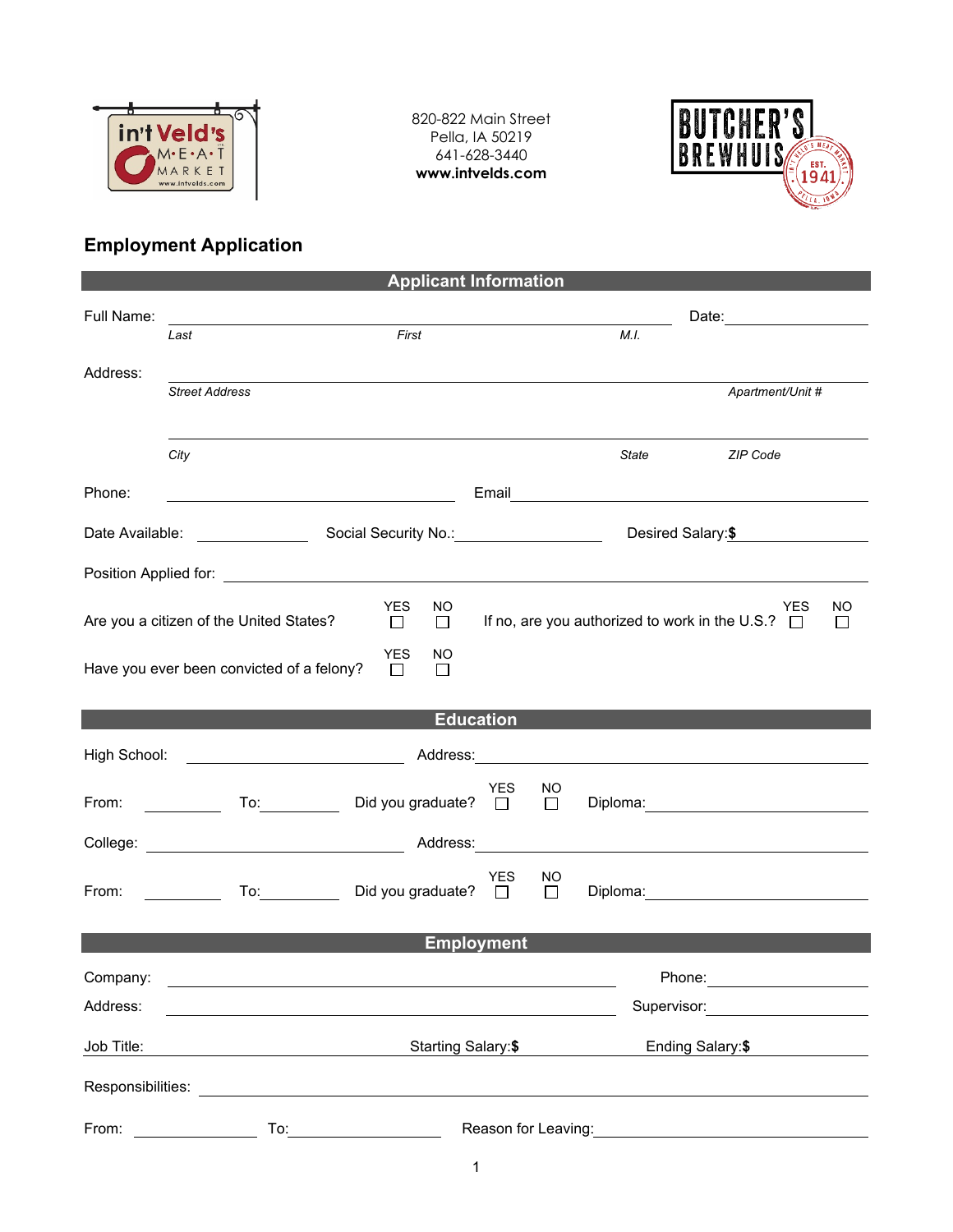820-822 Main Street
Pella, IA 50219
641-628-3440
**www.intvelds.com**

## Employment Application

### Applicant Information

Full Name: ______________________________________________ Date: ______________

*Last* *First* *M.I.*

Address: ______________________________________________

*Street Address* *Apartment/Unit #*

______________________________________________

*City* *State* *ZIP Code*

Phone: ______________________ Email ______________________

Date Available: ____________ Social Security No.: ______________ Desired Salary:**$** ____________

Position Applied for: ______________________________________________

Are you a citizen of the United States? YES ☐ NO ☐ If no, are you authorized to work in the U.S.? YES ☐ NO ☐

Have you ever been convicted of a felony? YES ☐ NO ☐

### Education

High School: ______________________ Address: ______________________

From: __________ To: __________ Did you graduate? YES ☐ NO ☐ Diploma: ______________

College: ______________________ Address: ______________________

From: __________ To: __________ Did you graduate? YES ☐ NO ☐ Diploma: ______________

### Employment

Company: ______________________________ Phone: ______________

Address: ______________________________ Supervisor: ______________

Job Title: ______________ Starting Salary:**$** ______________ Ending Salary:**$** ______________

Responsibilities: ______________________________________________

From: __________ To: __________ Reason for Leaving: ______________________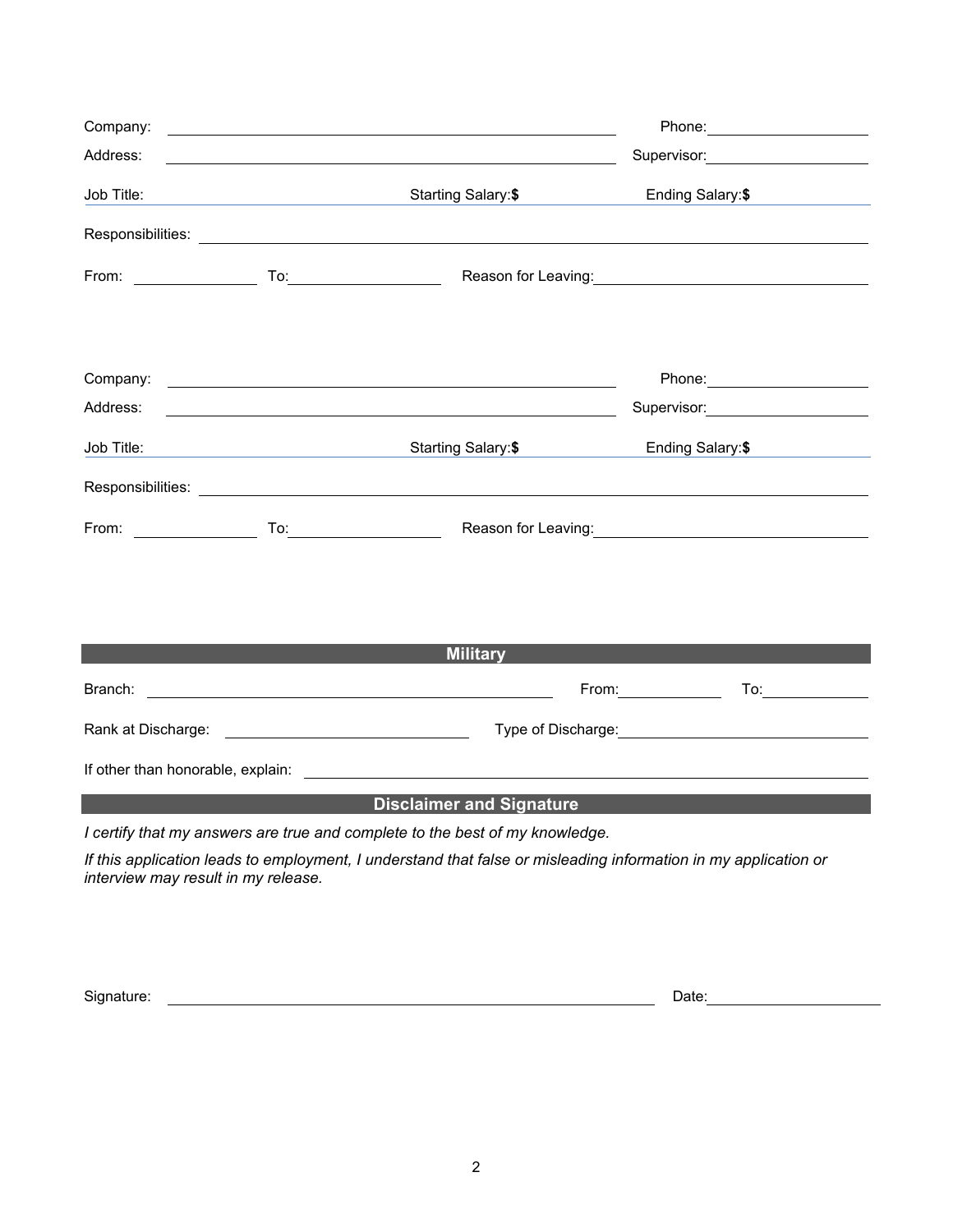Company: \_\_\_\_\_\_\_\_\_\_\_\_\_\_\_\_\_\_\_\_ Phone: \_\_\_\_\_\_\_\_\_\_

Address: \_\_\_\_\_\_\_\_\_\_\_\_\_\_\_\_\_\_\_\_ Supervisor: \_\_\_\_\_\_\_\_\_\_

Job Title: \_\_\_\_\_\_\_\_\_\_ Starting Salary:**$** \_\_\_\_\_\_\_\_\_\_ Ending Salary:**$** \_\_\_\_\_\_\_\_\_\_

Responsibilities: \_\_\_\_\_\_\_\_\_\_\_\_\_\_\_\_\_\_\_\_

From: \_\_\_\_\_\_\_\_\_\_ To: \_\_\_\_\_\_\_\_\_\_ Reason for Leaving: \_\_\_\_\_\_\_\_\_\_

Company: \_\_\_\_\_\_\_\_\_\_\_\_\_\_\_\_\_\_\_\_ Phone: \_\_\_\_\_\_\_\_\_\_

Address: \_\_\_\_\_\_\_\_\_\_\_\_\_\_\_\_\_\_\_\_ Supervisor: \_\_\_\_\_\_\_\_\_\_

Job Title: \_\_\_\_\_\_\_\_\_\_ Starting Salary:**$** \_\_\_\_\_\_\_\_\_\_ Ending Salary:**$** \_\_\_\_\_\_\_\_\_\_

Responsibilities: \_\_\_\_\_\_\_\_\_\_\_\_\_\_\_\_\_\_\_\_

From: \_\_\_\_\_\_\_\_\_\_ To: \_\_\_\_\_\_\_\_\_\_ Reason for Leaving: \_\_\_\_\_\_\_\_\_\_

## Military

Branch: \_\_\_\_\_\_\_\_\_\_\_\_\_\_\_\_\_\_\_\_ From: \_\_\_\_\_\_\_\_\_\_ To: \_\_\_\_\_\_\_\_\_\_

Rank at Discharge: \_\_\_\_\_\_\_\_\_\_ Type of Discharge: \_\_\_\_\_\_\_\_\_\_

If other than honorable, explain: \_\_\_\_\_\_\_\_\_\_\_\_\_\_\_\_\_\_\_\_

## Disclaimer and Signature

*I certify that my answers are true and complete to the best of my knowledge.*

*If this application leads to employment, I understand that false or misleading information in my application or interview may result in my release.*

Signature: \_\_\_\_\_\_\_\_\_\_\_\_\_\_\_\_\_\_\_\_ Date: \_\_\_\_\_\_\_\_\_\_